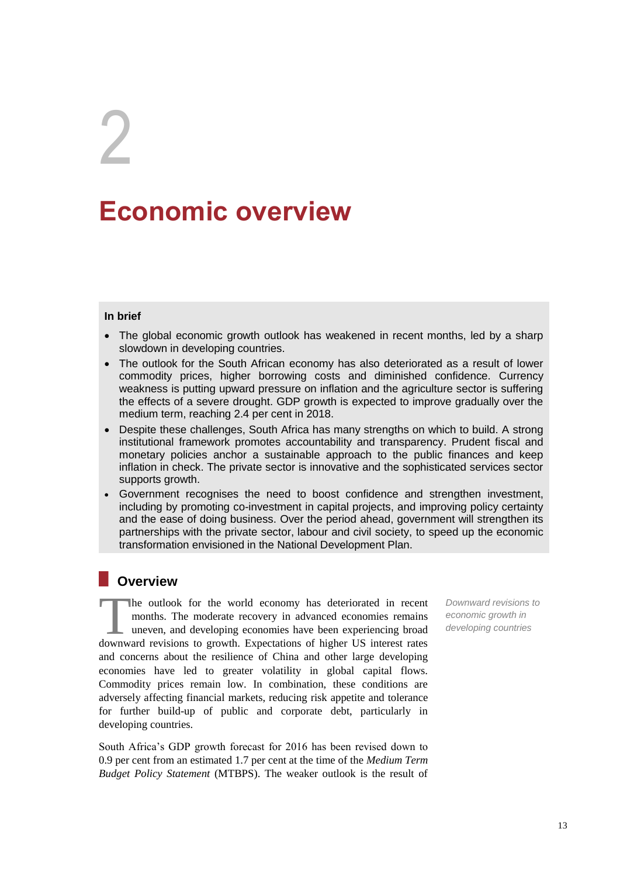# 2

# Economic overview

**In brief**

- The global economic growth outlook has weakened in recent months, led by a sharp slowdown in developing countries.
- The outlook for the South African economy has also deteriorated as a result of lower commodity prices, higher borrowing costs and diminished confidence. Currency weakness is putting upward pressure on inflation and the agriculture sector is suffering the effects of a severe drought. GDP growth is expected to improve gradually over the medium term, reaching 2.4 per cent in 2018.
- Despite these challenges, South Africa has many strengths on which to build. A strong institutional framework promotes accountability and transparency. Prudent fiscal and monetary policies anchor a sustainable approach to the public finances and keep inflation in check. The private sector is innovative and the sophisticated services sector supports growth.
- Government recognises the need to boost confidence and strengthen investment, including by promoting co-investment in capital projects, and improving policy certainty and the ease of doing business. Over the period ahead, government will strengthen its partnerships with the private sector, labour and civil society, to speed up the economic transformation envisioned in the National Development Plan.

## Overview

*Downward revisions to economic growth in developing countries*

The outlook for the world economy has deteriorated in recent months. The moderate recovery in advanced economies remains uneven, and developing economies have been experiencing broad downward revisions to growth. Expectations of higher US interest rates and concerns about the resilience of China and other large developing economies have led to greater volatility in global capital flows. Commodity prices remain low. In combination, these conditions are adversely affecting financial markets, reducing risk appetite and tolerance for further build-up of public and corporate debt, particularly in developing countries.

South Africa's GDP growth forecast for 2016 has been revised down to 0.9 per cent from an estimated 1.7 per cent at the time of the *Medium Term Budget Policy Statement* (MTBPS). The weaker outlook is the result of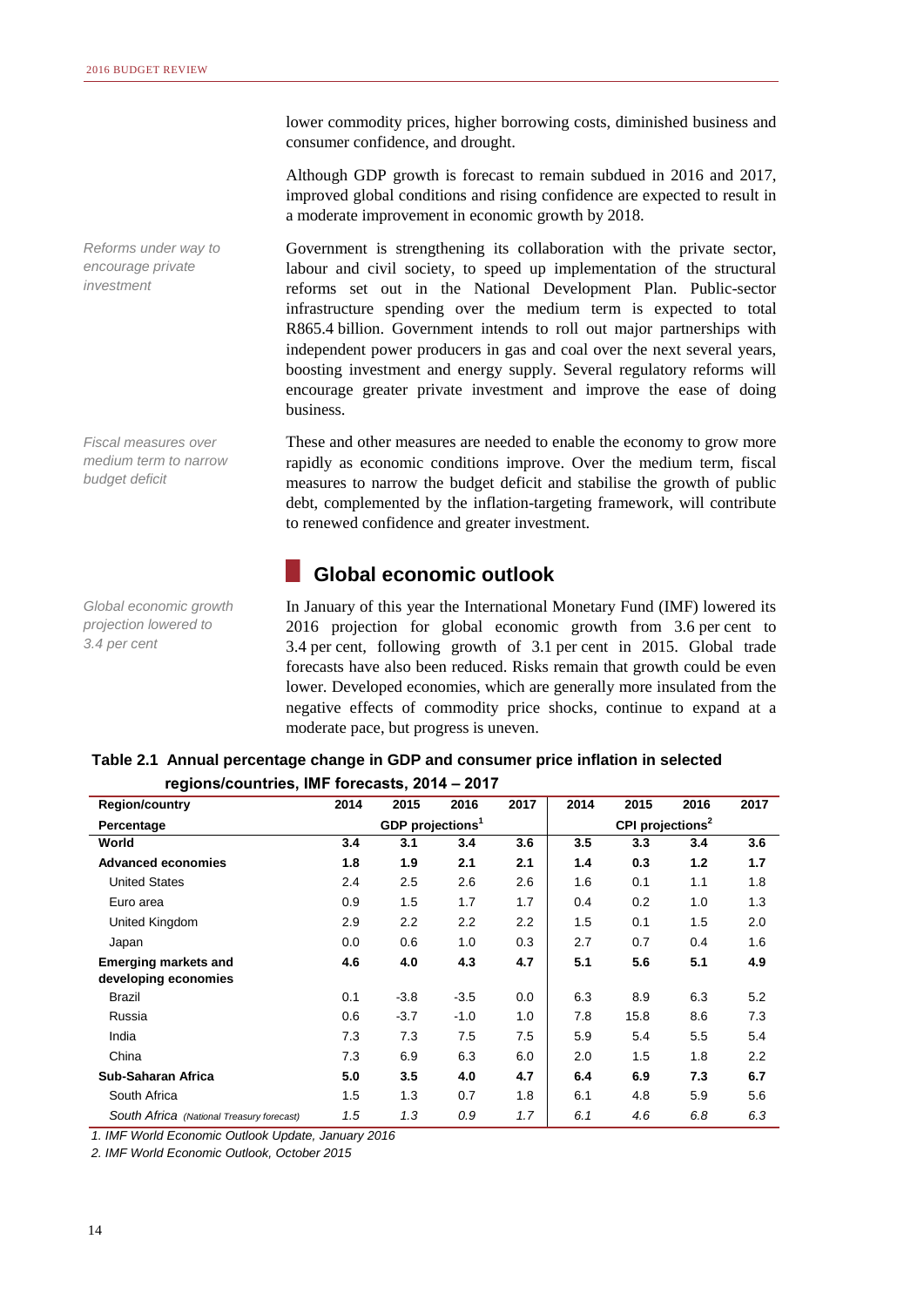lower commodity prices, higher borrowing costs, diminished business and consumer confidence, and drought.

Although GDP growth is forecast to remain subdued in 2016 and 2017, improved global conditions and rising confidence are expected to result in a moderate improvement in economic growth by 2018.

*Reforms under way to encourage private investment*

Government is strengthening its collaboration with the private sector, labour and civil society, to speed up implementation of the structural reforms set out in the National Development Plan. Public-sector infrastructure spending over the medium term is expected to total R865.4 billion. Government intends to roll out major partnerships with independent power producers in gas and coal over the next several years, boosting investment and energy supply. Several regulatory reforms will encourage greater private investment and improve the ease of doing business.

*Fiscal measures over medium term to narrow budget deficit*

These and other measures are needed to enable the economy to grow more rapidly as economic conditions improve. Over the medium term, fiscal measures to narrow the budget deficit and stabilise the growth of public debt, complemented by the inflation-targeting framework, will contribute to renewed confidence and greater investment.

## Global economic outlook

*Global economic growth projection lowered to 3.4 per cent*

In January of this year the International Monetary Fund (IMF) lowered its 2016 projection for global economic growth from 3.6 per cent to 3.4 per cent, following growth of 3.1 per cent in 2015. Global trade forecasts have also been reduced. Risks remain that growth could be even lower. Developed economies, which are generally more insulated from the negative effects of commodity price shocks, continue to expand at a moderate pace, but progress is uneven.

**Table 2.1 Annual percentage change in GDP and consumer price inflation in selected regions/countries, IMF forecasts, 2014 – 2017**

| Region/country | 2014 | 2015 | 2016 | 2017 | 2014 | 2015 | 2016 | 2017 |
|---|---|---|---|---|---|---|---|---|
| Percentage | GDP projections[1] | | | | CPI projections[2] | | | |
| **World** | **3.4** | **3.1** | **3.4** | **3.6** | **3.5** | **3.3** | **3.4** | **3.6** |
| **Advanced economies** | **1.8** | **1.9** | **2.1** | **2.1** | **1.4** | **0.3** | **1.2** | **1.7** |
| United States | 2.4 | 2.5 | 2.6 | 2.6 | 1.6 | 0.1 | 1.1 | 1.8 |
| Euro area | 0.9 | 1.5 | 1.7 | 1.7 | 0.4 | 0.2 | 1.0 | 1.3 |
| United Kingdom | 2.9 | 2.2 | 2.2 | 2.2 | 1.5 | 0.1 | 1.5 | 2.0 |
| Japan | 0.0 | 0.6 | 1.0 | 0.3 | 2.7 | 0.7 | 0.4 | 1.6 |
| **Emerging markets and developing economies** | **4.6** | **4.0** | **4.3** | **4.7** | **5.1** | **5.6** | **5.1** | **4.9** |
| Brazil | 0.1 | -3.8 | -3.5 | 0.0 | 6.3 | 8.9 | 6.3 | 5.2 |
| Russia | 0.6 | -3.7 | -1.0 | 1.0 | 7.8 | 15.8 | 8.6 | 7.3 |
| India | 7.3 | 7.3 | 7.5 | 7.5 | 5.9 | 5.4 | 5.5 | 5.4 |
| China | 7.3 | 6.9 | 6.3 | 6.0 | 2.0 | 1.5 | 1.8 | 2.2 |
| **Sub-Saharan Africa** | **5.0** | **3.5** | **4.0** | **4.7** | **6.4** | **6.9** | **7.3** | **6.7** |
| South Africa | 1.5 | 1.3 | 0.7 | 1.8 | 6.1 | 4.8 | 5.9 | 5.6 |
| *South Africa (National Treasury forecast)* | *1.5* | *1.3* | *0.9* | *1.7* | *6.1* | *4.6* | *6.8* | *6.3* |

*1. IMF World Economic Outlook Update, January 2016*

*2. IMF World Economic Outlook, October 2015*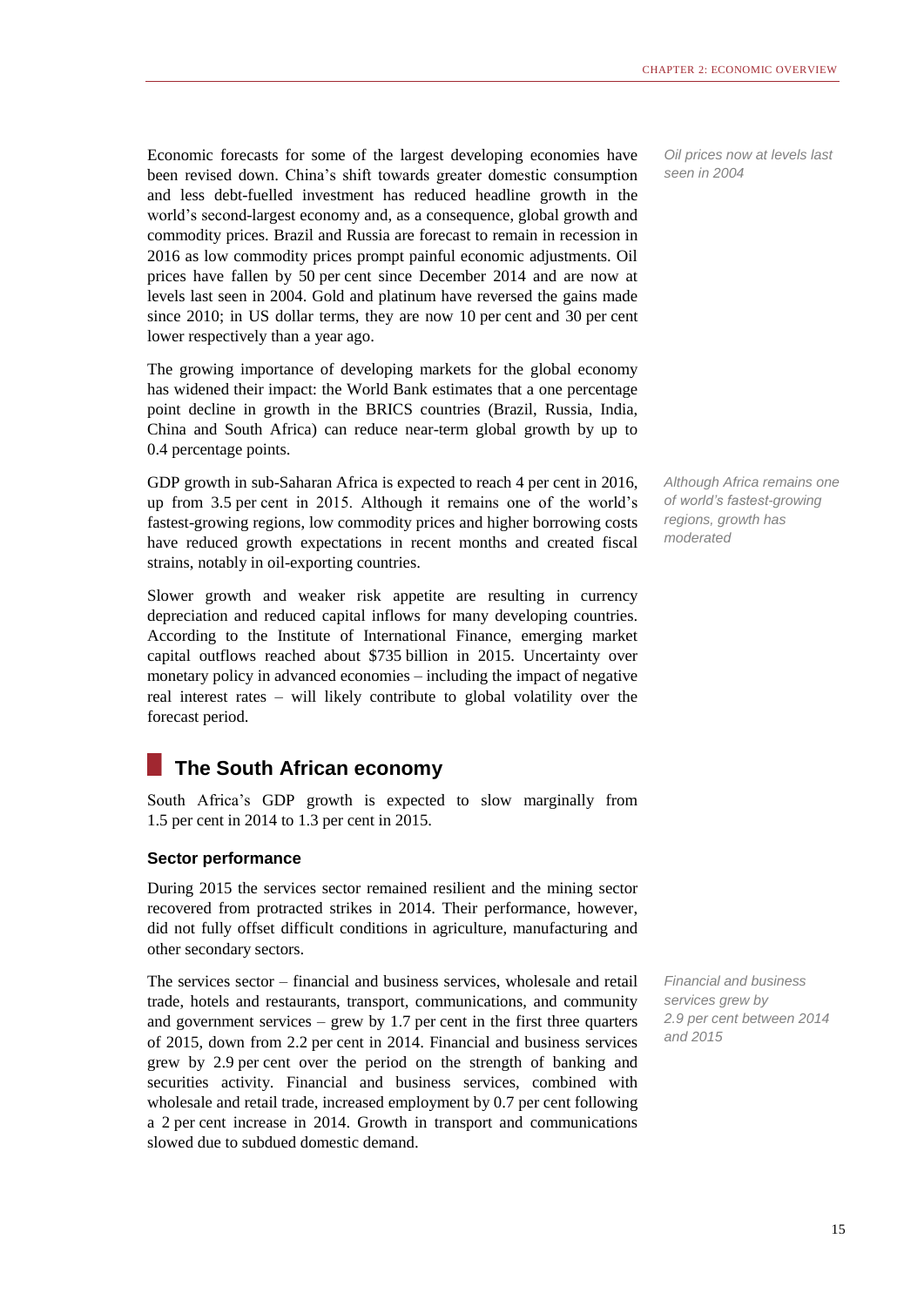Economic forecasts for some of the largest developing economies have been revised down. China's shift towards greater domestic consumption and less debt-fuelled investment has reduced headline growth in the world's second-largest economy and, as a consequence, global growth and commodity prices. Brazil and Russia are forecast to remain in recession in 2016 as low commodity prices prompt painful economic adjustments. Oil prices have fallen by 50 per cent since December 2014 and are now at levels last seen in 2004. Gold and platinum have reversed the gains made since 2010; in US dollar terms, they are now 10 per cent and 30 per cent lower respectively than a year ago.

*Oil prices now at levels last seen in 2004*

The growing importance of developing markets for the global economy has widened their impact: the World Bank estimates that a one percentage point decline in growth in the BRICS countries (Brazil, Russia, India, China and South Africa) can reduce near-term global growth by up to 0.4 percentage points.

GDP growth in sub-Saharan Africa is expected to reach 4 per cent in 2016, up from 3.5 per cent in 2015. Although it remains one of the world's fastest-growing regions, low commodity prices and higher borrowing costs have reduced growth expectations in recent months and created fiscal strains, notably in oil-exporting countries.

*Although Africa remains one of world's fastest-growing regions, growth has moderated*

Slower growth and weaker risk appetite are resulting in currency depreciation and reduced capital inflows for many developing countries. According to the Institute of International Finance, emerging market capital outflows reached about $735 billion in 2015. Uncertainty over monetary policy in advanced economies – including the impact of negative real interest rates – will likely contribute to global volatility over the forecast period.

## The South African economy

South Africa's GDP growth is expected to slow marginally from 1.5 per cent in 2014 to 1.3 per cent in 2015.

### Sector performance

During 2015 the services sector remained resilient and the mining sector recovered from protracted strikes in 2014. Their performance, however, did not fully offset difficult conditions in agriculture, manufacturing and other secondary sectors.

The services sector – financial and business services, wholesale and retail trade, hotels and restaurants, transport, communications, and community and government services – grew by 1.7 per cent in the first three quarters of 2015, down from 2.2 per cent in 2014. Financial and business services grew by 2.9 per cent over the period on the strength of banking and securities activity. Financial and business services, combined with wholesale and retail trade, increased employment by 0.7 per cent following a 2 per cent increase in 2014. Growth in transport and communications slowed due to subdued domestic demand.

*Financial and business services grew by 2.9 per cent between 2014 and 2015*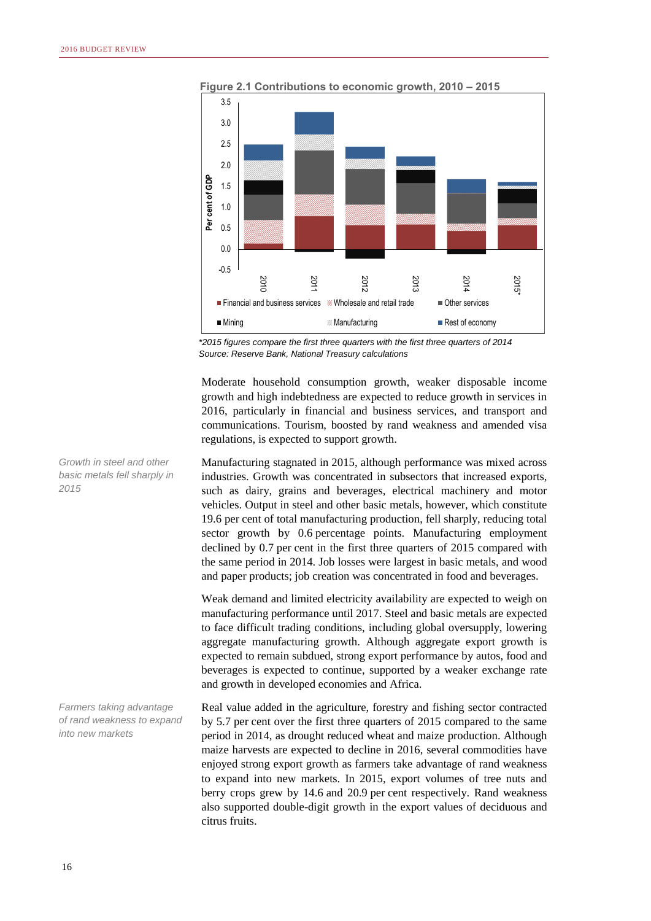**Figure 2.1 Contributions to economic growth, 2010 – 2015**

Per cent of GDP

3.5
3.0
2.5
2.0
1.5
1.0
0.5
0.0
-0.5

2010
2011
2012
2013
2014
2015*

Financial and business services
Wholesale and retail trade
Other services
Mining
Manufacturing
Rest of economy

*2015 figures compare the first three quarters with the first three quarters of 2014*
*Source: Reserve Bank, National Treasury calculations*

Moderate household consumption growth, weaker disposable income growth and high indebtedness are expected to reduce growth in services in 2016, particularly in financial and business services, and transport and communications. Tourism, boosted by rand weakness and amended visa regulations, is expected to support growth.

*Growth in steel and other basic metals fell sharply in 2015*

Manufacturing stagnated in 2015, although performance was mixed across industries. Growth was concentrated in subsectors that increased exports, such as dairy, grains and beverages, electrical machinery and motor vehicles. Output in steel and other basic metals, however, which constitute 19.6 per cent of total manufacturing production, fell sharply, reducing total sector growth by 0.6 percentage points. Manufacturing employment declined by 0.7 per cent in the first three quarters of 2015 compared with the same period in 2014. Job losses were largest in basic metals, and wood and paper products; job creation was concentrated in food and beverages.

Weak demand and limited electricity availability are expected to weigh on manufacturing performance until 2017. Steel and basic metals are expected to face difficult trading conditions, including global oversupply, lowering aggregate manufacturing growth. Although aggregate export growth is expected to remain subdued, strong export performance by autos, food and beverages is expected to continue, supported by a weaker exchange rate and growth in developed economies and Africa.

*Farmers taking advantage of rand weakness to expand into new markets*

Real value added in the agriculture, forestry and fishing sector contracted by 5.7 per cent over the first three quarters of 2015 compared to the same period in 2014, as drought reduced wheat and maize production. Although maize harvests are expected to decline in 2016, several commodities have enjoyed strong export growth as farmers take advantage of rand weakness to expand into new markets. In 2015, export volumes of tree nuts and berry crops grew by 14.6 and 20.9 per cent respectively. Rand weakness also supported double-digit growth in the export values of deciduous and citrus fruits.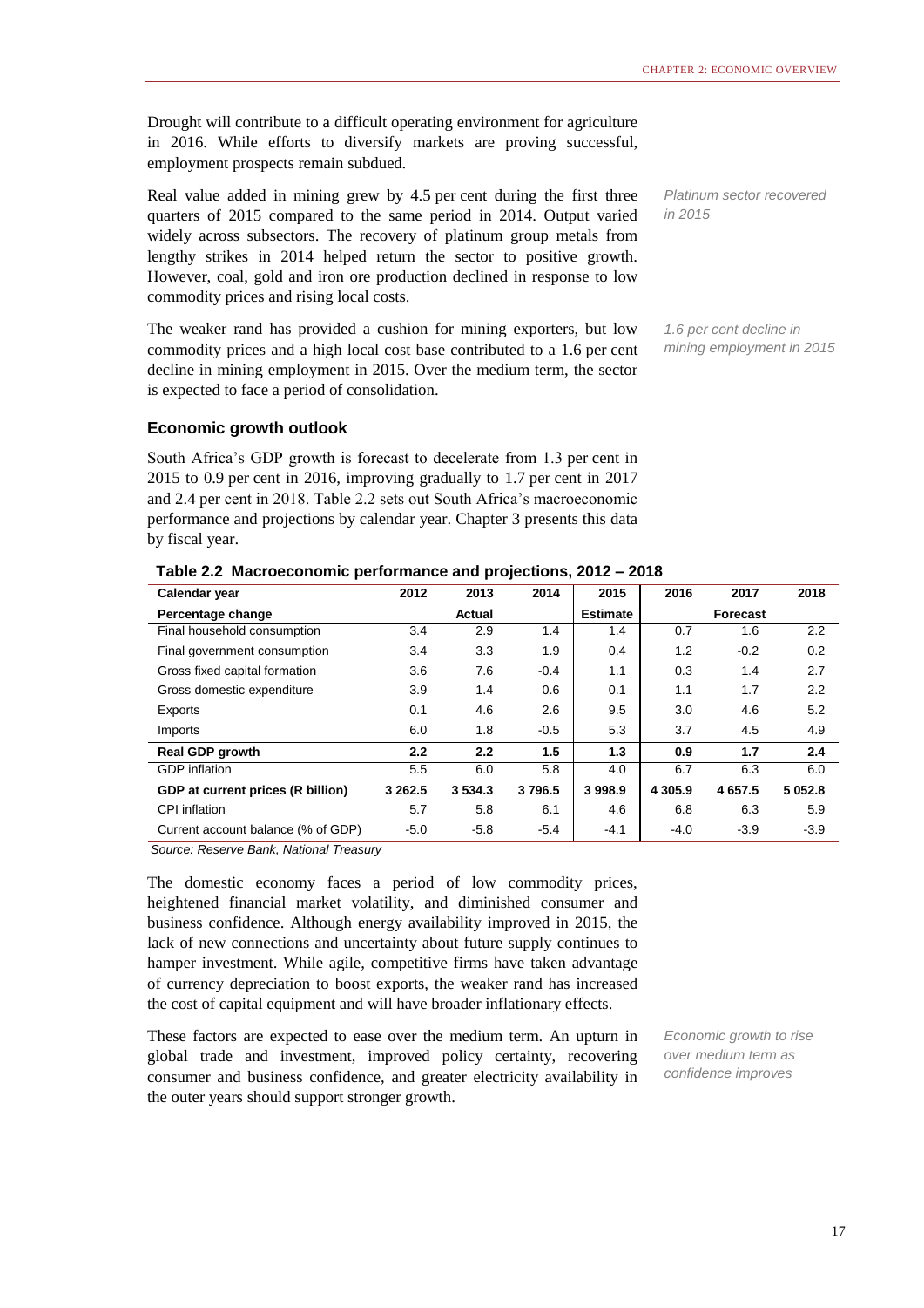Drought will contribute to a difficult operating environment for agriculture in 2016. While efforts to diversify markets are proving successful, employment prospects remain subdued.

*Platinum sector recovered in 2015*

Real value added in mining grew by 4.5 per cent during the first three quarters of 2015 compared to the same period in 2014. Output varied widely across subsectors. The recovery of platinum group metals from lengthy strikes in 2014 helped return the sector to positive growth. However, coal, gold and iron ore production declined in response to low commodity prices and rising local costs.

*1.6 per cent decline in mining employment in 2015*

The weaker rand has provided a cushion for mining exporters, but low commodity prices and a high local cost base contributed to a 1.6 per cent decline in mining employment in 2015. Over the medium term, the sector is expected to face a period of consolidation.

### Economic growth outlook

South Africa's GDP growth is forecast to decelerate from 1.3 per cent in 2015 to 0.9 per cent in 2016, improving gradually to 1.7 per cent in 2017 and 2.4 per cent in 2018. Table 2.2 sets out South Africa's macroeconomic performance and projections by calendar year. Chapter 3 presents this data by fiscal year.

**Table 2.2 Macroeconomic performance and projections, 2012 – 2018**

| Calendar year | 2012 | 2013 | 2014 | 2015 | 2016 | 2017 | 2018 |
|---|---|---|---|---|---|---|---|
| **Percentage change** | | **Actual** | | **Estimate** | | **Forecast** | |
| Final household consumption | 3.4 | 2.9 | 1.4 | 1.4 | 0.7 | 1.6 | 2.2 |
| Final government consumption | 3.4 | 3.3 | 1.9 | 0.4 | 1.2 | -0.2 | 0.2 |
| Gross fixed capital formation | 3.6 | 7.6 | -0.4 | 1.1 | 0.3 | 1.4 | 2.7 |
| Gross domestic expenditure | 3.9 | 1.4 | 0.6 | 0.1 | 1.1 | 1.7 | 2.2 |
| Exports | 0.1 | 4.6 | 2.6 | 9.5 | 3.0 | 4.6 | 5.2 |
| Imports | 6.0 | 1.8 | -0.5 | 5.3 | 3.7 | 4.5 | 4.9 |
| **Real GDP growth** | **2.2** | **2.2** | **1.5** | **1.3** | **0.9** | **1.7** | **2.4** |
| GDP inflation | 5.5 | 6.0 | 5.8 | 4.0 | 6.7 | 6.3 | 6.0 |
| **GDP at current prices (R billion)** | **3 262.5** | **3 534.3** | **3 796.5** | **3 998.9** | **4 305.9** | **4 657.5** | **5 052.8** |
| CPI inflation | 5.7 | 5.8 | 6.1 | 4.6 | 6.8 | 6.3 | 5.9 |
| Current account balance (% of GDP) | -5.0 | -5.8 | -5.4 | -4.1 | -4.0 | -3.9 | -3.9 |

*Source: Reserve Bank, National Treasury*

The domestic economy faces a period of low commodity prices, heightened financial market volatility, and diminished consumer and business confidence. Although energy availability improved in 2015, the lack of new connections and uncertainty about future supply continues to hamper investment. While agile, competitive firms have taken advantage of currency depreciation to boost exports, the weaker rand has increased the cost of capital equipment and will have broader inflationary effects.

*Economic growth to rise over medium term as confidence improves*

These factors are expected to ease over the medium term. An upturn in global trade and investment, improved policy certainty, recovering consumer and business confidence, and greater electricity availability in the outer years should support stronger growth.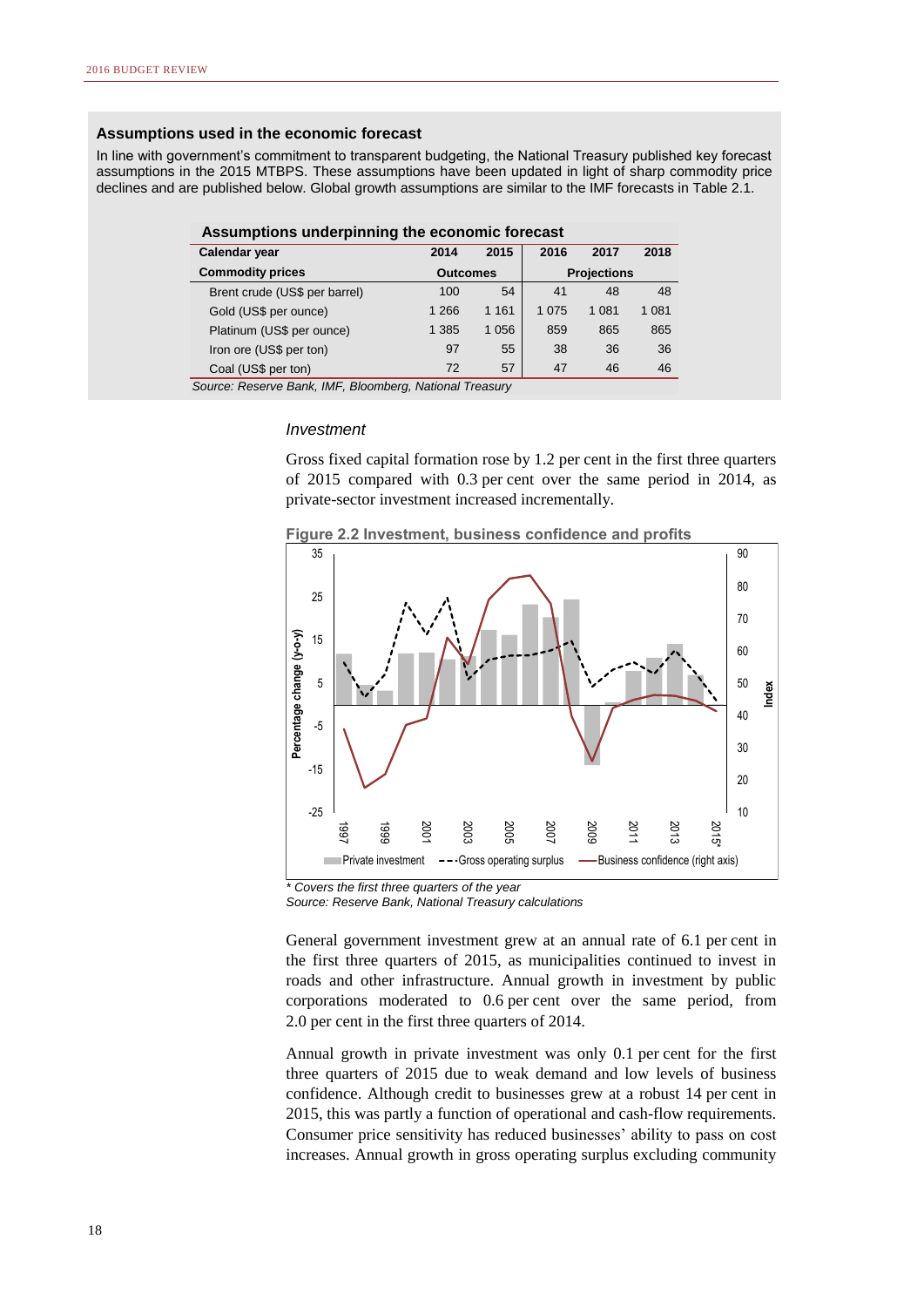### Assumptions used in the economic forecast

In line with government's commitment to transparent budgeting, the National Treasury published key forecast assumptions in the 2015 MTBPS. These assumptions have been updated in light of sharp commodity price declines and are published below. Global growth assumptions are similar to the IMF forecasts in Table 2.1.

**Assumptions underpinning the economic forecast**

| Calendar year | 2014 | 2015 | 2016 | 2017 | 2018 |
|---|---|---|---|---|---|
| **Commodity prices** | **Outcomes** | | **Projections** | | |
| Brent crude (US$ per barrel) | 100 | 54 | 41 | 48 | 48 |
| Gold (US$ per ounce) | 1 266 | 1 161 | 1 075 | 1 081 | 1 081 |
| Platinum (US$ per ounce) | 1 385 | 1 056 | 859 | 865 | 865 |
| Iron ore (US$ per ton) | 97 | 55 | 38 | 36 | 36 |
| Coal (US$ per ton) | 72 | 57 | 47 | 46 | 46 |

*Source: Reserve Bank, IMF, Bloomberg, National Treasury*

#### *Investment*

Gross fixed capital formation rose by 1.2 per cent in the first three quarters of 2015 compared with 0.3 per cent over the same period in 2014, as private-sector investment increased incrementally.

**Figure 2.2 Investment, business confidence and profits**

Percentage change (y-o-y)
35
25
15
5
-5
-15
-25

Index
90
80
70
60
50
40
30
20
10

1997
1999
2001
2003
2005
2007
2009
2011
2013
2015*

Private investment
Gross operating surplus
Business confidence (right axis)

*\* Covers the first three quarters of the year*
*Source: Reserve Bank, National Treasury calculations*

General government investment grew at an annual rate of 6.1 per cent in the first three quarters of 2015, as municipalities continued to invest in roads and other infrastructure. Annual growth in investment by public corporations moderated to 0.6 per cent over the same period, from 2.0 per cent in the first three quarters of 2014.

Annual growth in private investment was only 0.1 per cent for the first three quarters of 2015 due to weak demand and low levels of business confidence. Although credit to businesses grew at a robust 14 per cent in 2015, this was partly a function of operational and cash-flow requirements. Consumer price sensitivity has reduced businesses' ability to pass on cost increases. Annual growth in gross operating surplus excluding community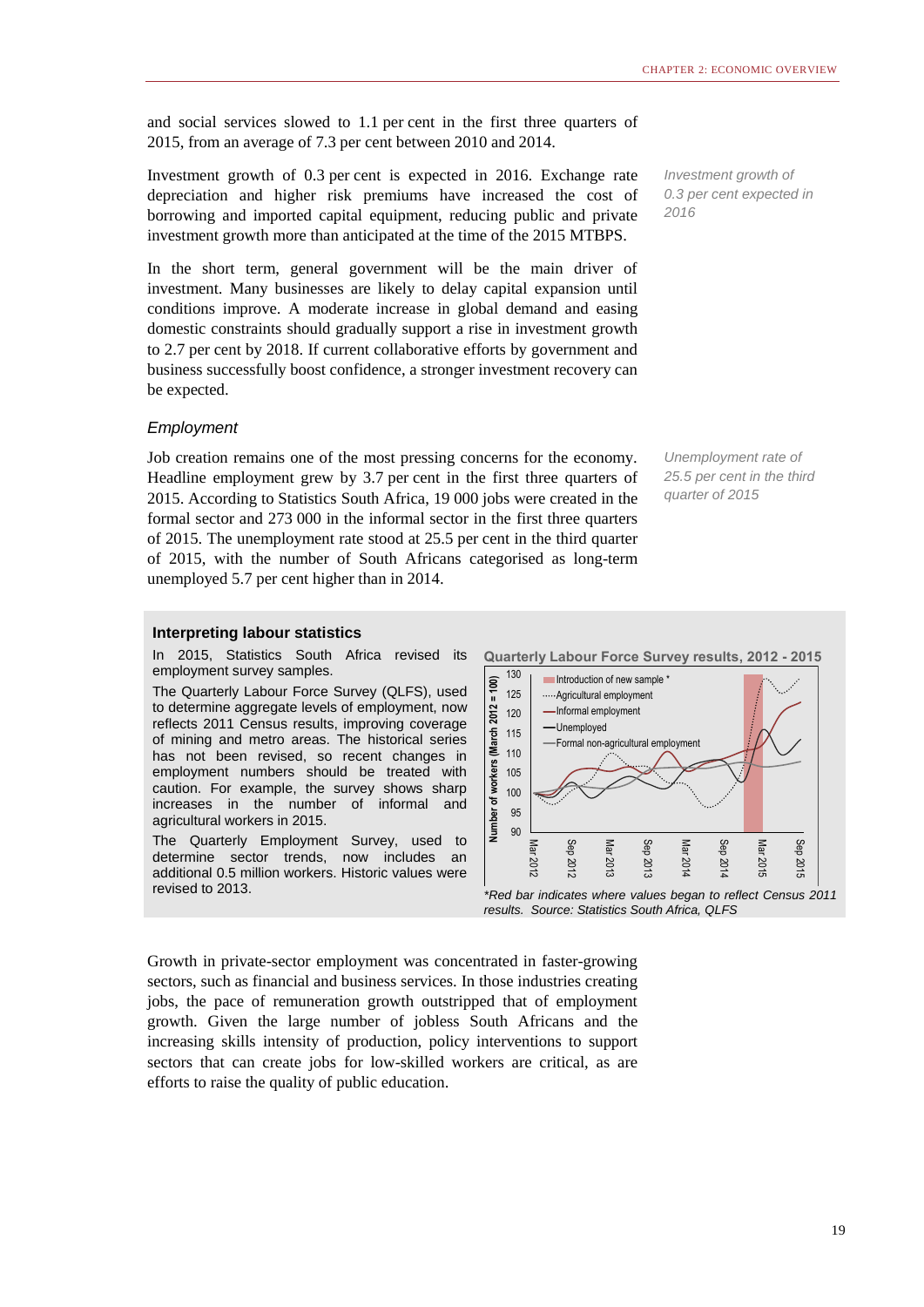and social services slowed to 1.1 per cent in the first three quarters of 2015, from an average of 7.3 per cent between 2010 and 2014.

*Investment growth of 0.3 per cent expected in 2016*

Investment growth of 0.3 per cent is expected in 2016. Exchange rate depreciation and higher risk premiums have increased the cost of borrowing and imported capital equipment, reducing public and private investment growth more than anticipated at the time of the 2015 MTBPS.

In the short term, general government will be the main driver of investment. Many businesses are likely to delay capital expansion until conditions improve. A moderate increase in global demand and easing domestic constraints should gradually support a rise in investment growth to 2.7 per cent by 2018. If current collaborative efforts by government and business successfully boost confidence, a stronger investment recovery can be expected.

### *Employment*

*Unemployment rate of 25.5 per cent in the third quarter of 2015*

Job creation remains one of the most pressing concerns for the economy. Headline employment grew by 3.7 per cent in the first three quarters of 2015. According to Statistics South Africa, 19 000 jobs were created in the formal sector and 273 000 in the informal sector in the first three quarters of 2015. The unemployment rate stood at 25.5 per cent in the third quarter of 2015, with the number of South Africans categorised as long-term unemployed 5.7 per cent higher than in 2014.

**Interpreting labour statistics**

In 2015, Statistics South Africa revised its employment survey samples.

The Quarterly Labour Force Survey (QLFS), used to determine aggregate levels of employment, now reflects 2011 Census results, improving coverage of mining and metro areas. The historical series has not been revised, so recent changes in employment numbers should be treated with caution. For example, the survey shows sharp increases in the number of informal and agricultural workers in 2015.

The Quarterly Employment Survey, used to determine sector trends, now includes an additional 0.5 million workers. Historic values were revised to 2013.

**Quarterly Labour Force Survey results, 2012 - 2015**

Number of workers (March 2012 = 100)

130
125
120
115
110
105
100
95
90

Introduction of new sample *
Agricultural employment
Informal employment
Unemployed
Formal non-agricultural employment

Mar 2012
Sep 2012
Mar 2013
Sep 2013
Mar 2014
Sep 2014
Mar 2015
Sep 2015

*\*Red bar indicates where values began to reflect Census 2011 results. Source: Statistics South Africa, QLFS*

Growth in private-sector employment was concentrated in faster-growing sectors, such as financial and business services. In those industries creating jobs, the pace of remuneration growth outstripped that of employment growth. Given the large number of jobless South Africans and the increasing skills intensity of production, policy interventions to support sectors that can create jobs for low-skilled workers are critical, as are efforts to raise the quality of public education.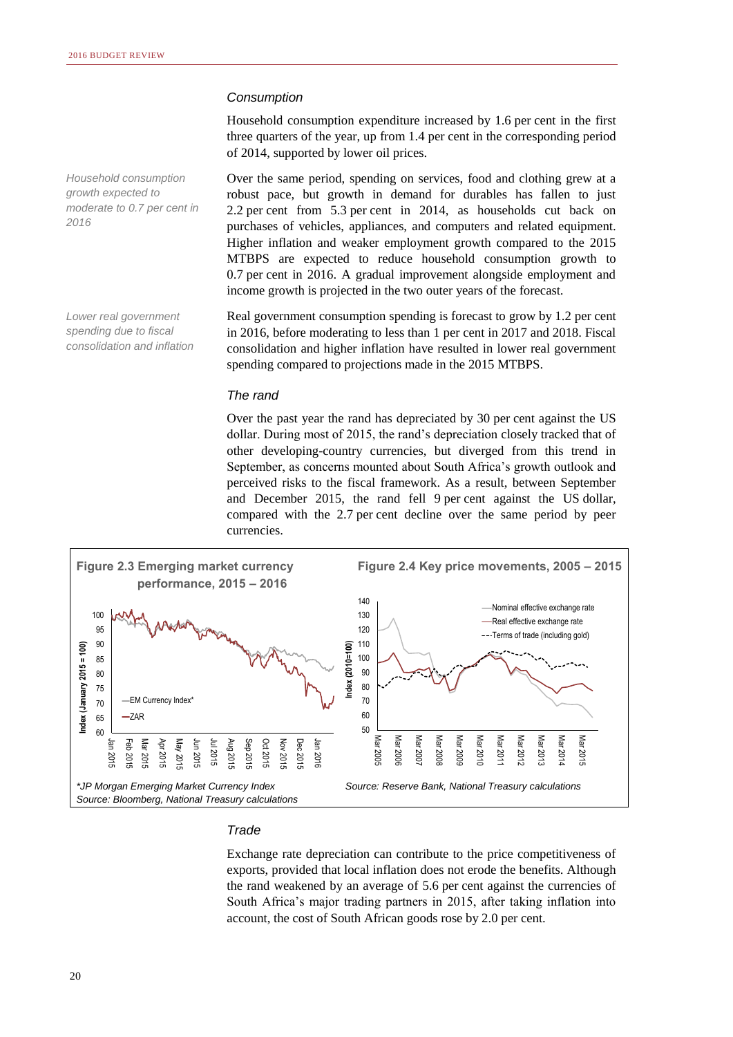### *Consumption*

Household consumption expenditure increased by 1.6 per cent in the first three quarters of the year, up from 1.4 per cent in the corresponding period of 2014, supported by lower oil prices.

*Household consumption growth expected to moderate to 0.7 per cent in 2016*

Over the same period, spending on services, food and clothing grew at a robust pace, but growth in demand for durables has fallen to just 2.2 per cent from 5.3 per cent in 2014, as households cut back on purchases of vehicles, appliances, and computers and related equipment. Higher inflation and weaker employment growth compared to the 2015 MTBPS are expected to reduce household consumption growth to 0.7 per cent in 2016. A gradual improvement alongside employment and income growth is projected in the two outer years of the forecast.

*Lower real government spending due to fiscal consolidation and inflation*

Real government consumption spending is forecast to grow by 1.2 per cent in 2016, before moderating to less than 1 per cent in 2017 and 2018. Fiscal consolidation and higher inflation have resulted in lower real government spending compared to projections made in the 2015 MTBPS.

### *The rand*

Over the past year the rand has depreciated by 30 per cent against the US dollar. During most of 2015, the rand's depreciation closely tracked that of other developing-country currencies, but diverged from this trend in September, as concerns mounted about South Africa's growth outlook and perceived risks to the fiscal framework. As a result, between September and December 2015, the rand fell 9 per cent against the US dollar, compared with the 2.7 per cent decline over the same period by peer currencies.

**Figure 2.3 Emerging market currency performance, 2015 – 2016**

Index (January 2015 = 100)
100
95
90
85
80
75
70
65
60
—EM Currency Index*
—ZAR
Jan 2015
Feb 2015
Mar 2015
Apr 2015
May 2015
Jun 2015
Jul 2015
Aug 2015
Sep 2015
Oct 2015
Nov 2015
Dec 2015
Jan 2016

*\*JP Morgan Emerging Market Currency Index*
*Source: Bloomberg, National Treasury calculations*

**Figure 2.4 Key price movements, 2005 – 2015**

Index (2010=100)
140
130
120
110
100
90
80
70
60
50
—Nominal effective exchange rate
—Real effective exchange rate
---Terms of trade (including gold)
Mar 2005
Mar 2006
Mar 2007
Mar 2008
Mar 2009
Mar 2010
Mar 2011
Mar 2012
Mar 2013
Mar 2014
Mar 2015

*Source: Reserve Bank, National Treasury calculations*

### *Trade*

Exchange rate depreciation can contribute to the price competitiveness of exports, provided that local inflation does not erode the benefits. Although the rand weakened by an average of 5.6 per cent against the currencies of South Africa's major trading partners in 2015, after taking inflation into account, the cost of South African goods rose by 2.0 per cent.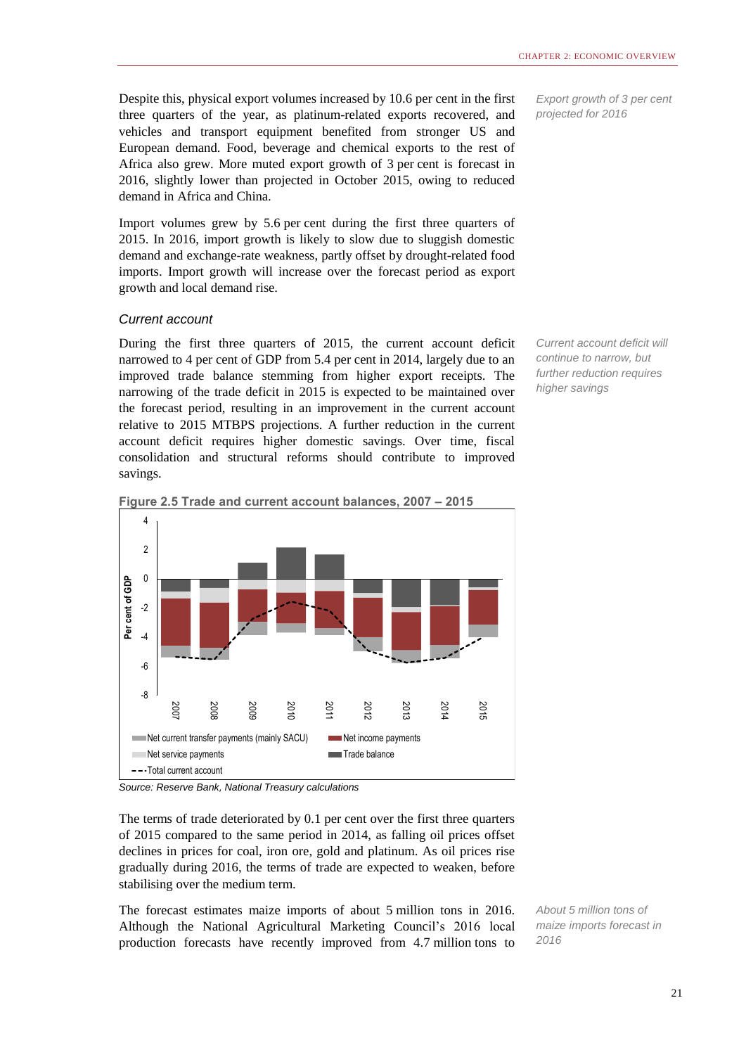Despite this, physical export volumes increased by 10.6 per cent in the first three quarters of the year, as platinum-related exports recovered, and vehicles and transport equipment benefited from stronger US and European demand. Food, beverage and chemical exports to the rest of Africa also grew. More muted export growth of 3 per cent is forecast in 2016, slightly lower than projected in October 2015, owing to reduced demand in Africa and China.

*Export growth of 3 per cent projected for 2016*

Import volumes grew by 5.6 per cent during the first three quarters of 2015. In 2016, import growth is likely to slow due to sluggish domestic demand and exchange-rate weakness, partly offset by drought-related food imports. Import growth will increase over the forecast period as export growth and local demand rise.

### *Current account*

During the first three quarters of 2015, the current account deficit narrowed to 4 per cent of GDP from 5.4 per cent in 2014, largely due to an improved trade balance stemming from higher export receipts. The narrowing of the trade deficit in 2015 is expected to be maintained over the forecast period, resulting in an improvement in the current account relative to 2015 MTBPS projections. A further reduction in the current account deficit requires higher domestic savings. Over time, fiscal consolidation and structural reforms should contribute to improved savings.

*Current account deficit will continue to narrow, but further reduction requires higher savings*

**Figure 2.5 Trade and current account balances, 2007 – 2015**

Per cent of GDP

4
2
0
-2
-4
-6
-8

2007 2008 2009 2010 2011 2012 2013 2014 2015

Net current transfer payments (mainly SACU)
Net income payments
Net service payments
Trade balance
Total current account

*Source: Reserve Bank, National Treasury calculations*

The terms of trade deteriorated by 0.1 per cent over the first three quarters of 2015 compared to the same period in 2014, as falling oil prices offset declines in prices for coal, iron ore, gold and platinum. As oil prices rise gradually during 2016, the terms of trade are expected to weaken, before stabilising over the medium term.

The forecast estimates maize imports of about 5 million tons in 2016. Although the National Agricultural Marketing Council's 2016 local production forecasts have recently improved from 4.7 million tons to

*About 5 million tons of maize imports forecast in 2016*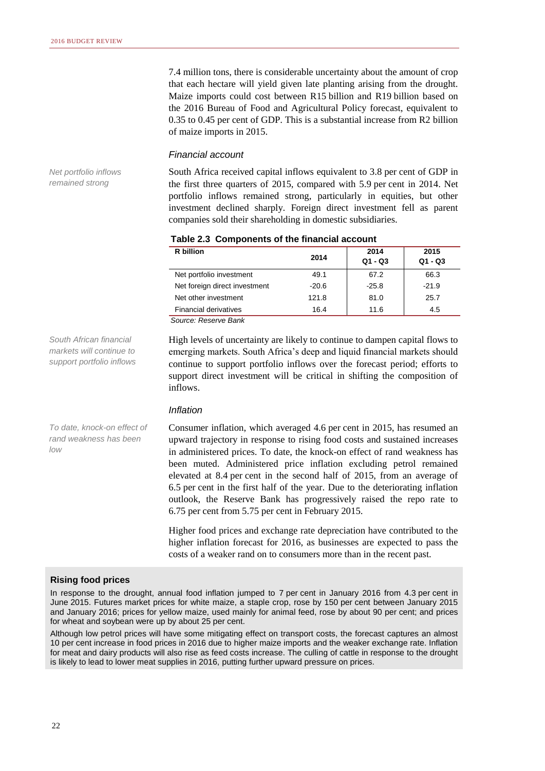7.4 million tons, there is considerable uncertainty about the amount of crop that each hectare will yield given late planting arising from the drought. Maize imports could cost between R15 billion and R19 billion based on the 2016 Bureau of Food and Agricultural Policy forecast, equivalent to 0.35 to 0.45 per cent of GDP. This is a substantial increase from R2 billion of maize imports in 2015.

### *Financial account*

*Net portfolio inflows remained strong*

South Africa received capital inflows equivalent to 3.8 per cent of GDP in the first three quarters of 2015, compared with 5.9 per cent in 2014. Net portfolio inflows remained strong, particularly in equities, but other investment declined sharply. Foreign direct investment fell as parent companies sold their shareholding in domestic subsidiaries.

**Table 2.3 Components of the financial account**

| R billion | 2014 | 2014 Q1 - Q3 | 2015 Q1 - Q3 |
|---|---|---|---|
| Net portfolio investment | 49.1 | 67.2 | 66.3 |
| Net foreign direct investment | -20.6 | -25.8 | -21.9 |
| Net other investment | 121.8 | 81.0 | 25.7 |
| Financial derivatives | 16.4 | 11.6 | 4.5 |

*Source: Reserve Bank*

*South African financial markets will continue to support portfolio inflows*

High levels of uncertainty are likely to continue to dampen capital flows to emerging markets. South Africa's deep and liquid financial markets should continue to support portfolio inflows over the forecast period; efforts to support direct investment will be critical in shifting the composition of inflows.

### *Inflation*

*To date, knock-on effect of rand weakness has been low*

Consumer inflation, which averaged 4.6 per cent in 2015, has resumed an upward trajectory in response to rising food costs and sustained increases in administered prices. To date, the knock-on effect of rand weakness has been muted. Administered price inflation excluding petrol remained elevated at 8.4 per cent in the second half of 2015, from an average of 6.5 per cent in the first half of the year. Due to the deteriorating inflation outlook, the Reserve Bank has progressively raised the repo rate to 6.75 per cent from 5.75 per cent in February 2015.

Higher food prices and exchange rate depreciation have contributed to the higher inflation forecast for 2016, as businesses are expected to pass the costs of a weaker rand on to consumers more than in the recent past.

**Rising food prices**

In response to the drought, annual food inflation jumped to 7 per cent in January 2016 from 4.3 per cent in June 2015. Futures market prices for white maize, a staple crop, rose by 150 per cent between January 2015 and January 2016; prices for yellow maize, used mainly for animal feed, rose by about 90 per cent; and prices for wheat and soybean were up by about 25 per cent.

Although low petrol prices will have some mitigating effect on transport costs, the forecast captures an almost 10 per cent increase in food prices in 2016 due to higher maize imports and the weaker exchange rate. Inflation for meat and dairy products will also rise as feed costs increase. The culling of cattle in response to the drought is likely to lead to lower meat supplies in 2016, putting further upward pressure on prices.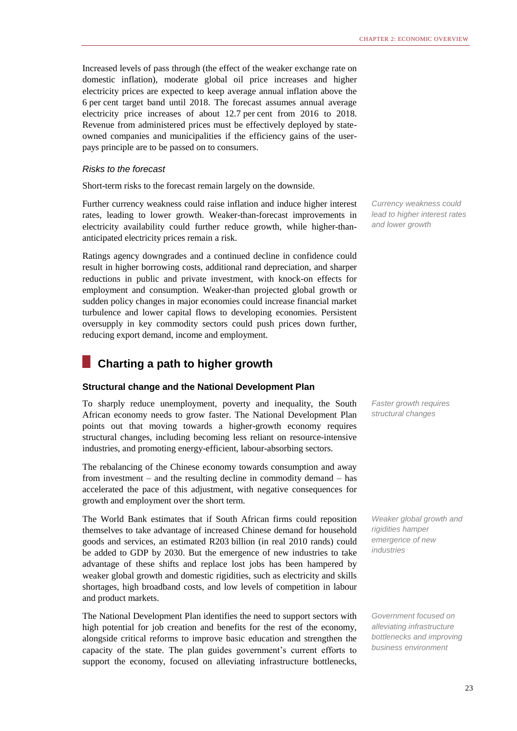Increased levels of pass through (the effect of the weaker exchange rate on domestic inflation), moderate global oil price increases and higher electricity prices are expected to keep average annual inflation above the 6 per cent target band until 2018. The forecast assumes annual average electricity price increases of about 12.7 per cent from 2016 to 2018. Revenue from administered prices must be effectively deployed by state-owned companies and municipalities if the efficiency gains of the user-pays principle are to be passed on to consumers.

*Risks to the forecast*

Short-term risks to the forecast remain largely on the downside.

*Currency weakness could lead to higher interest rates and lower growth*

Further currency weakness could raise inflation and induce higher interest rates, leading to lower growth. Weaker-than-forecast improvements in electricity availability could further reduce growth, while higher-than-anticipated electricity prices remain a risk.

Ratings agency downgrades and a continued decline in confidence could result in higher borrowing costs, additional rand depreciation, and sharper reductions in public and private investment, with knock-on effects for employment and consumption. Weaker-than projected global growth or sudden policy changes in major economies could increase financial market turbulence and lower capital flows to developing economies. Persistent oversupply in key commodity sectors could push prices down further, reducing export demand, income and employment.

## Charting a path to higher growth

### Structural change and the National Development Plan

*Faster growth requires structural changes*

To sharply reduce unemployment, poverty and inequality, the South African economy needs to grow faster. The National Development Plan points out that moving towards a higher-growth economy requires structural changes, including becoming less reliant on resource-intensive industries, and promoting energy-efficient, labour-absorbing sectors.

The rebalancing of the Chinese economy towards consumption and away from investment – and the resulting decline in commodity demand – has accelerated the pace of this adjustment, with negative consequences for growth and employment over the short term.

*Weaker global growth and rigidities hamper emergence of new industries*

The World Bank estimates that if South African firms could reposition themselves to take advantage of increased Chinese demand for household goods and services, an estimated R203 billion (in real 2010 rands) could be added to GDP by 2030. But the emergence of new industries to take advantage of these shifts and replace lost jobs has been hampered by weaker global growth and domestic rigidities, such as electricity and skills shortages, high broadband costs, and low levels of competition in labour and product markets.

*Government focused on alleviating infrastructure bottlenecks and improving business environment*

The National Development Plan identifies the need to support sectors with high potential for job creation and benefits for the rest of the economy, alongside critical reforms to improve basic education and strengthen the capacity of the state. The plan guides government's current efforts to support the economy, focused on alleviating infrastructure bottlenecks,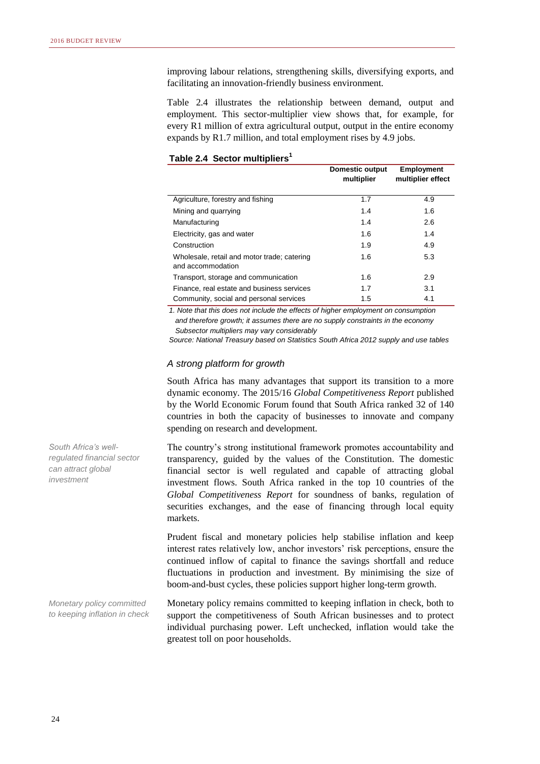improving labour relations, strengthening skills, diversifying exports, and facilitating an innovation-friendly business environment.

Table 2.4 illustrates the relationship between demand, output and employment. This sector-multiplier view shows that, for example, for every R1 million of extra agricultural output, output in the entire economy expands by R1.7 million, and total employment rises by 4.9 jobs.

**Table 2.4 Sector multipliers[1]**

| | Domestic output multiplier | Employment multiplier effect |
|---|---|---|
| Agriculture, forestry and fishing | 1.7 | 4.9 |
| Mining and quarrying | 1.4 | 1.6 |
| Manufacturing | 1.4 | 2.6 |
| Electricity, gas and water | 1.6 | 1.4 |
| Construction | 1.9 | 4.9 |
| Wholesale, retail and motor trade; catering and accommodation | 1.6 | 5.3 |
| Transport, storage and communication | 1.6 | 2.9 |
| Finance, real estate and business services | 1.7 | 3.1 |
| Community, social and personal services | 1.5 | 4.1 |

*1. Note that this does not include the effects of higher employment on consumption and therefore growth; it assumes there are no supply constraints in the economy Subsector multipliers may vary considerably*

*Source: National Treasury based on Statistics South Africa 2012 supply and use tables*

### *A strong platform for growth*

South Africa has many advantages that support its transition to a more dynamic economy. The 2015/16 *Global Competitiveness Report* published by the World Economic Forum found that South Africa ranked 32 of 140 countries in both the capacity of businesses to innovate and company spending on research and development.

*South Africa's well-regulated financial sector can attract global investment*

The country's strong institutional framework promotes accountability and transparency, guided by the values of the Constitution. The domestic financial sector is well regulated and capable of attracting global investment flows. South Africa ranked in the top 10 countries of the *Global Competitiveness Report* for soundness of banks, regulation of securities exchanges, and the ease of financing through local equity markets.

Prudent fiscal and monetary policies help stabilise inflation and keep interest rates relatively low, anchor investors' risk perceptions, ensure the continued inflow of capital to finance the savings shortfall and reduce fluctuations in production and investment. By minimising the size of boom-and-bust cycles, these policies support higher long-term growth.

*Monetary policy committed to keeping inflation in check*

Monetary policy remains committed to keeping inflation in check, both to support the competitiveness of South African businesses and to protect individual purchasing power. Left unchecked, inflation would take the greatest toll on poor households.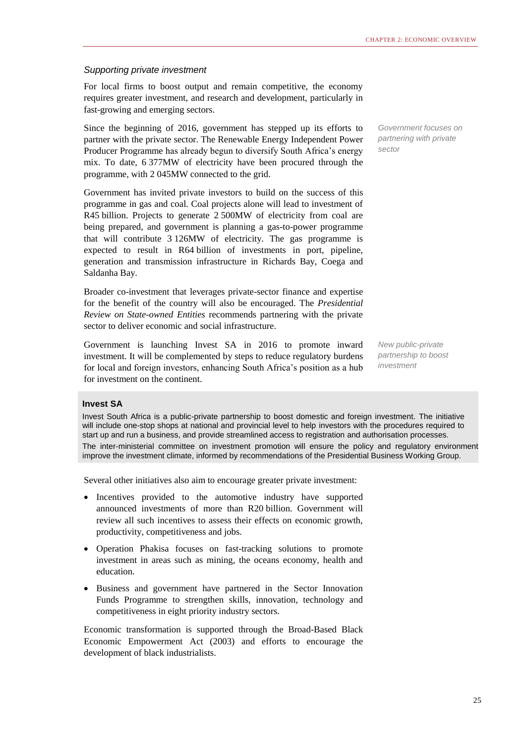### *Supporting private investment*

For local firms to boost output and remain competitive, the economy requires greater investment, and research and development, particularly in fast-growing and emerging sectors.

*Government focuses on partnering with private sector*

Since the beginning of 2016, government has stepped up its efforts to partner with the private sector. The Renewable Energy Independent Power Producer Programme has already begun to diversify South Africa's energy mix. To date, 6 377MW of electricity have been procured through the programme, with 2 045MW connected to the grid.

Government has invited private investors to build on the success of this programme in gas and coal. Coal projects alone will lead to investment of R45 billion. Projects to generate 2 500MW of electricity from coal are being prepared, and government is planning a gas-to-power programme that will contribute 3 126MW of electricity. The gas programme is expected to result in R64 billion of investments in port, pipeline, generation and transmission infrastructure in Richards Bay, Coega and Saldanha Bay.

Broader co-investment that leverages private-sector finance and expertise for the benefit of the country will also be encouraged. The *Presidential Review on State-owned Entities* recommends partnering with the private sector to deliver economic and social infrastructure.

*New public-private partnership to boost investment*

Government is launching Invest SA in 2016 to promote inward investment. It will be complemented by steps to reduce regulatory burdens for local and foreign investors, enhancing South Africa's position as a hub for investment on the continent.

**Invest SA**

Invest South Africa is a public-private partnership to boost domestic and foreign investment. The initiative will include one-stop shops at national and provincial level to help investors with the procedures required to start up and run a business, and provide streamlined access to registration and authorisation processes.

The inter-ministerial committee on investment promotion will ensure the policy and regulatory environment improve the investment climate, informed by recommendations of the Presidential Business Working Group.

Several other initiatives also aim to encourage greater private investment:

- Incentives provided to the automotive industry have supported announced investments of more than R20 billion. Government will review all such incentives to assess their effects on economic growth, productivity, competitiveness and jobs.
- Operation Phakisa focuses on fast-tracking solutions to promote investment in areas such as mining, the oceans economy, health and education.
- Business and government have partnered in the Sector Innovation Funds Programme to strengthen skills, innovation, technology and competitiveness in eight priority industry sectors.

Economic transformation is supported through the Broad-Based Black Economic Empowerment Act (2003) and efforts to encourage the development of black industrialists.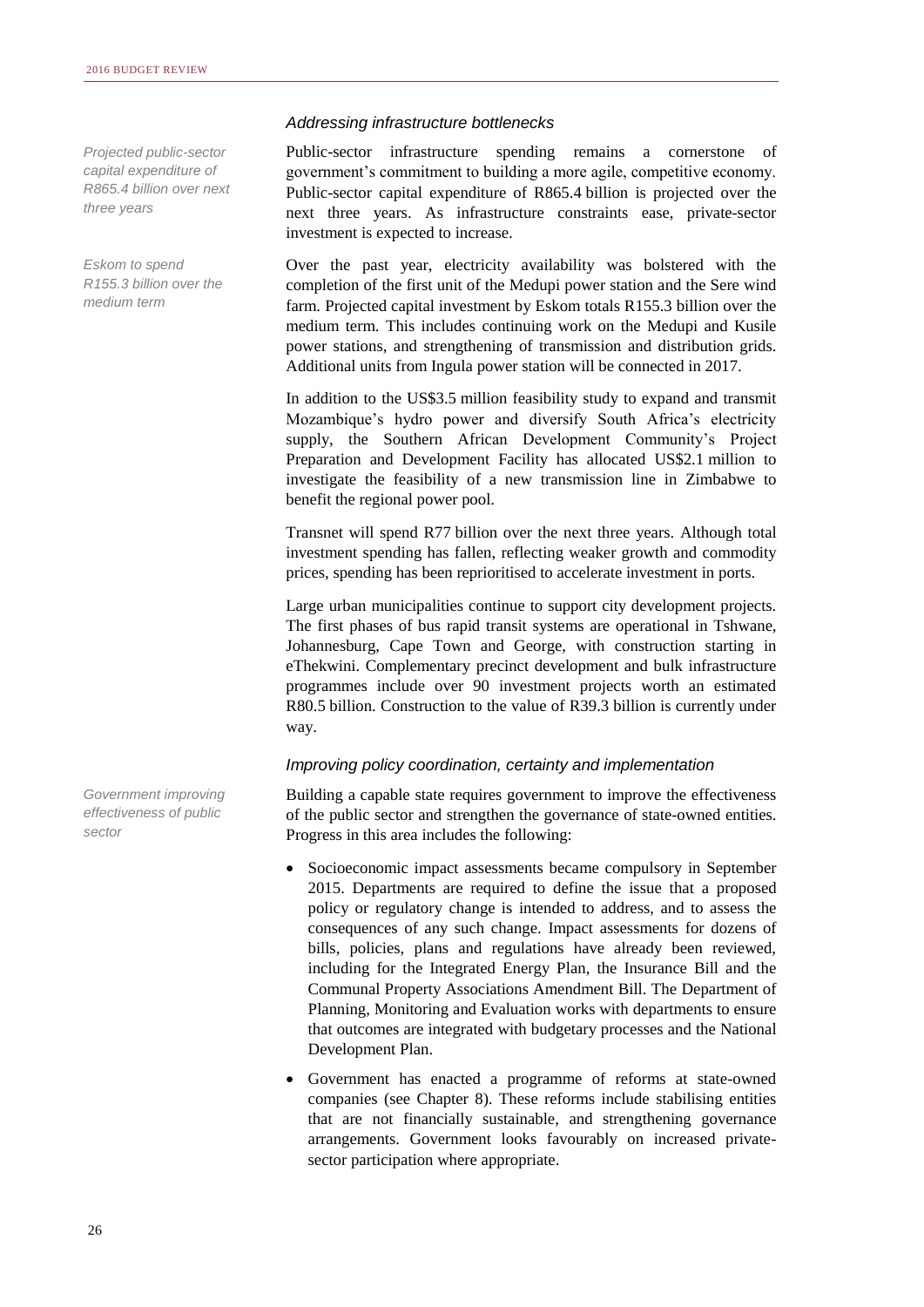### *Addressing infrastructure bottlenecks*

*Projected public-sector capital expenditure of R865.4 billion over next three years*

Public-sector infrastructure spending remains a cornerstone of government's commitment to building a more agile, competitive economy. Public-sector capital expenditure of R865.4 billion is projected over the next three years. As infrastructure constraints ease, private-sector investment is expected to increase.

*Eskom to spend R155.3 billion over the medium term*

Over the past year, electricity availability was bolstered with the completion of the first unit of the Medupi power station and the Sere wind farm. Projected capital investment by Eskom totals R155.3 billion over the medium term. This includes continuing work on the Medupi and Kusile power stations, and strengthening of transmission and distribution grids. Additional units from Ingula power station will be connected in 2017.

In addition to the US$3.5 million feasibility study to expand and transmit Mozambique's hydro power and diversify South Africa's electricity supply, the Southern African Development Community's Project Preparation and Development Facility has allocated US$2.1 million to investigate the feasibility of a new transmission line in Zimbabwe to benefit the regional power pool.

Transnet will spend R77 billion over the next three years. Although total investment spending has fallen, reflecting weaker growth and commodity prices, spending has been reprioritised to accelerate investment in ports.

Large urban municipalities continue to support city development projects. The first phases of bus rapid transit systems are operational in Tshwane, Johannesburg, Cape Town and George, with construction starting in eThekwini. Complementary precinct development and bulk infrastructure programmes include over 90 investment projects worth an estimated R80.5 billion. Construction to the value of R39.3 billion is currently under way.

### *Improving policy coordination, certainty and implementation*

*Government improving effectiveness of public sector*

Building a capable state requires government to improve the effectiveness of the public sector and strengthen the governance of state-owned entities. Progress in this area includes the following:

- Socioeconomic impact assessments became compulsory in September 2015. Departments are required to define the issue that a proposed policy or regulatory change is intended to address, and to assess the consequences of any such change. Impact assessments for dozens of bills, policies, plans and regulations have already been reviewed, including for the Integrated Energy Plan, the Insurance Bill and the Communal Property Associations Amendment Bill. The Department of Planning, Monitoring and Evaluation works with departments to ensure that outcomes are integrated with budgetary processes and the National Development Plan.
- Government has enacted a programme of reforms at state-owned companies (see Chapter 8). These reforms include stabilising entities that are not financially sustainable, and strengthening governance arrangements. Government looks favourably on increased private-sector participation where appropriate.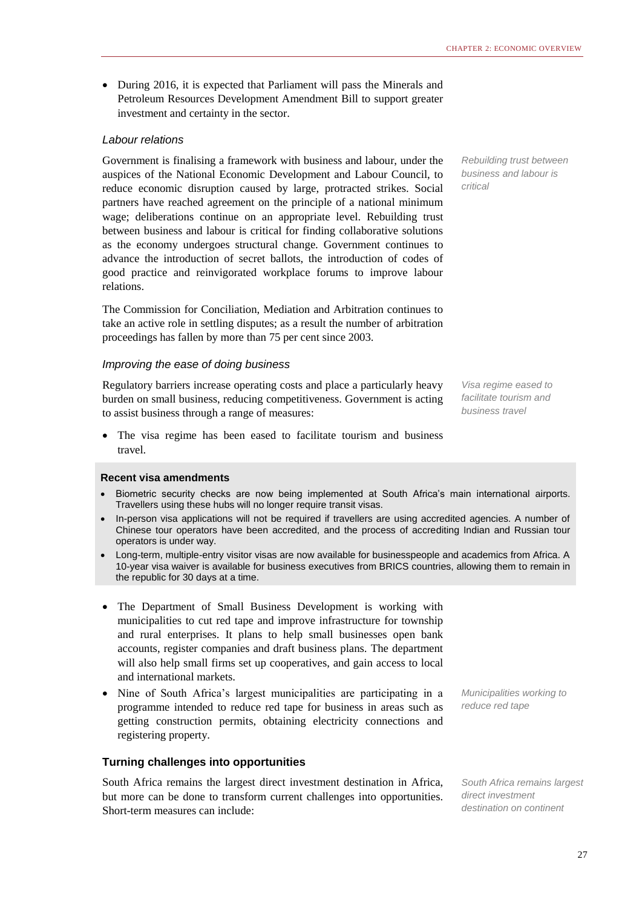- During 2016, it is expected that Parliament will pass the Minerals and Petroleum Resources Development Amendment Bill to support greater investment and certainty in the sector.

### *Labour relations*

*Rebuilding trust between business and labour is critical*

Government is finalising a framework with business and labour, under the auspices of the National Economic Development and Labour Council, to reduce economic disruption caused by large, protracted strikes. Social partners have reached agreement on the principle of a national minimum wage; deliberations continue on an appropriate level. Rebuilding trust between business and labour is critical for finding collaborative solutions as the economy undergoes structural change. Government continues to advance the introduction of secret ballots, the introduction of codes of good practice and reinvigorated workplace forums to improve labour relations.

The Commission for Conciliation, Mediation and Arbitration continues to take an active role in settling disputes; as a result the number of arbitration proceedings has fallen by more than 75 per cent since 2003.

### *Improving the ease of doing business*

*Visa regime eased to facilitate tourism and business travel*

Regulatory barriers increase operating costs and place a particularly heavy burden on small business, reducing competitiveness. Government is acting to assist business through a range of measures:

- The visa regime has been eased to facilitate tourism and business travel.

**Recent visa amendments**

- Biometric security checks are now being implemented at South Africa's main international airports. Travellers using these hubs will no longer require transit visas.
- In-person visa applications will not be required if travellers are using accredited agencies. A number of Chinese tour operators have been accredited, and the process of accrediting Indian and Russian tour operators is under way.
- Long-term, multiple-entry visitor visas are now available for businesspeople and academics from Africa. A 10-year visa waiver is available for business executives from BRICS countries, allowing them to remain in the republic for 30 days at a time.

*Municipalities working to reduce red tape*

- The Department of Small Business Development is working with municipalities to cut red tape and improve infrastructure for township and rural enterprises. It plans to help small businesses open bank accounts, register companies and draft business plans. The department will also help small firms set up cooperatives, and gain access to local and international markets.
- Nine of South Africa's largest municipalities are participating in a programme intended to reduce red tape for business in areas such as getting construction permits, obtaining electricity connections and registering property.

## Turning challenges into opportunities

*South Africa remains largest direct investment destination on continent*

South Africa remains the largest direct investment destination in Africa, but more can be done to transform current challenges into opportunities. Short-term measures can include: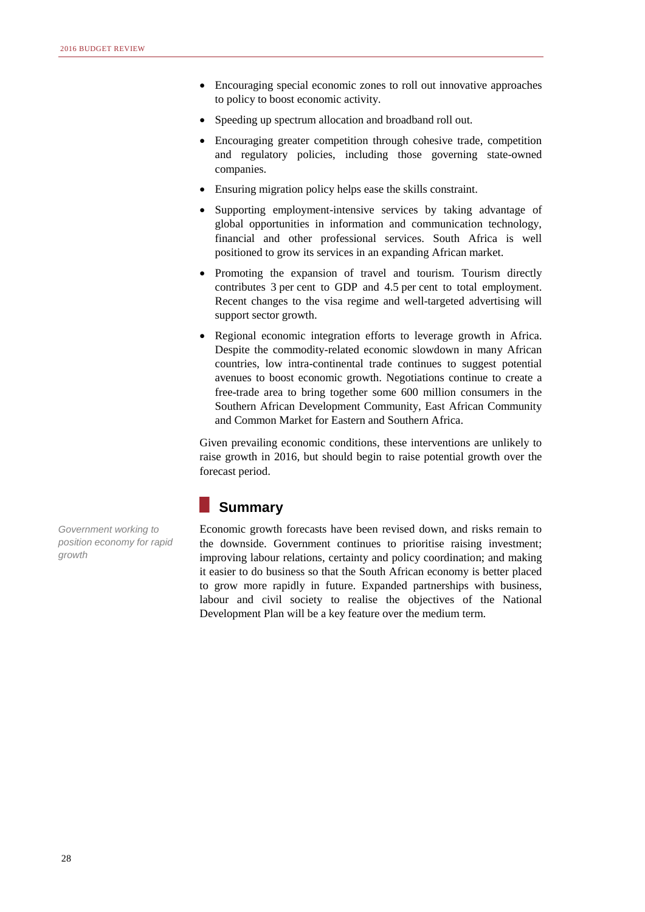- Encouraging special economic zones to roll out innovative approaches to policy to boost economic activity.
- Speeding up spectrum allocation and broadband roll out.
- Encouraging greater competition through cohesive trade, competition and regulatory policies, including those governing state-owned companies.
- Ensuring migration policy helps ease the skills constraint.
- Supporting employment-intensive services by taking advantage of global opportunities in information and communication technology, financial and other professional services. South Africa is well positioned to grow its services in an expanding African market.
- Promoting the expansion of travel and tourism. Tourism directly contributes 3 per cent to GDP and 4.5 per cent to total employment. Recent changes to the visa regime and well-targeted advertising will support sector growth.
- Regional economic integration efforts to leverage growth in Africa. Despite the commodity-related economic slowdown in many African countries, low intra-continental trade continues to suggest potential avenues to boost economic growth. Negotiations continue to create a free-trade area to bring together some 600 million consumers in the Southern African Development Community, East African Community and Common Market for Eastern and Southern Africa.

Given prevailing economic conditions, these interventions are unlikely to raise growth in 2016, but should begin to raise potential growth over the forecast period.

## Summary

*Government working to position economy for rapid growth*

Economic growth forecasts have been revised down, and risks remain to the downside. Government continues to prioritise raising investment; improving labour relations, certainty and policy coordination; and making it easier to do business so that the South African economy is better placed to grow more rapidly in future. Expanded partnerships with business, labour and civil society to realise the objectives of the National Development Plan will be a key feature over the medium term.